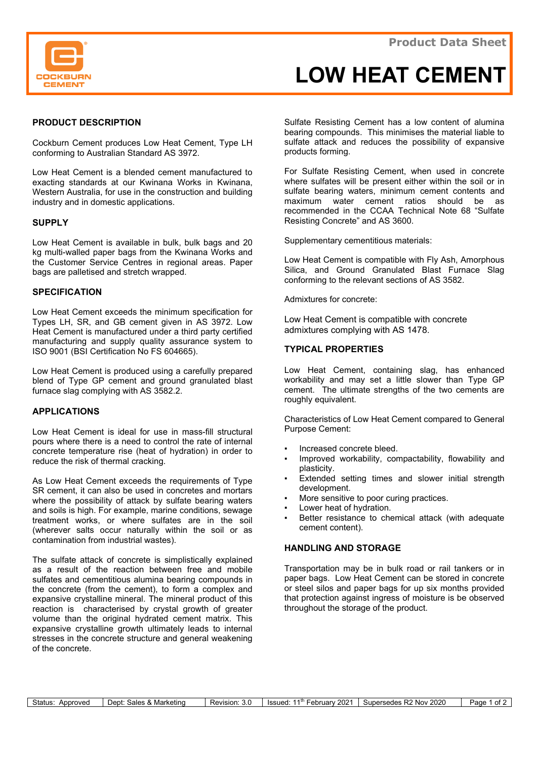Product Data Sheet

# LOW HEAT CEMENT

## PRODUCT DESCRIPTION

Cockburn Cement produces Low Heat Cement, Type LH conforming to Australian Standard AS 3972.

Low Heat Cement is a blended cement manufactured to exacting standards at our Kwinana Works in Kwinana, Western Australia, for use in the construction and building industry and in domestic applications.

## SUPPLY

Low Heat Cement is available in bulk, bulk bags and 20 kg multi-walled paper bags from the Kwinana Works and the Customer Service Centres in regional areas. Paper bags are palletised and stretch wrapped.

## SPECIFICATION

Low Heat Cement exceeds the minimum specification for Types LH, SR, and GB cement given in AS 3972. Low Heat Cement is manufactured under a third party certified manufacturing and supply quality assurance system to ISO 9001 (BSI Certification No FS 604665).

Low Heat Cement is produced using a carefully prepared blend of Type GP cement and ground granulated blast furnace slag complying with AS 3582.2.

## APPLICATIONS

Low Heat Cement is ideal for use in mass-fill structural pours where there is a need to control the rate of internal concrete temperature rise (heat of hydration) in order to reduce the risk of thermal cracking.

As Low Heat Cement exceeds the requirements of Type SR cement, it can also be used in concretes and mortars where the possibility of attack by sulfate bearing waters and soils is high. For example, marine conditions, sewage treatment works, or where sulfates are in the soil (wherever salts occur naturally within the soil or as contamination from industrial wastes).

The sulfate attack of concrete is simplistically explained as a result of the reaction between free and mobile sulfates and cementitious alumina bearing compounds in the concrete (from the cement), to form a complex and expansive crystalline mineral. The mineral product of this reaction is characterised by crystal growth of greater volume than the original hydrated cement matrix. This expansive crystalline growth ultimately leads to internal stresses in the concrete structure and general weakening of the concrete.

Sulfate Resisting Cement has a low content of alumina bearing compounds. This minimises the material liable to sulfate attack and reduces the possibility of expansive products forming.

For Sulfate Resisting Cement, when used in concrete where sulfates will be present either within the soil or in sulfate bearing waters, minimum cement contents and maximum water cement ratios should be as recommended in the CCAA Technical Note 68 "Sulfate Resisting Concrete" and AS 3600.

Supplementary cementitious materials:

Low Heat Cement is compatible with Fly Ash, Amorphous Silica, and Ground Granulated Blast Furnace Slag conforming to the relevant sections of AS 3582.

Admixtures for concrete:

Low Heat Cement is compatible with concrete admixtures complying with AS 1478.

## TYPICAL PROPERTIES

Low Heat Cement, containing slag, has enhanced workability and may set a little slower than Type GP cement. The ultimate strengths of the two cements are roughly equivalent.

Characteristics of Low Heat Cement compared to General Purpose Cement:

- Increased concrete bleed.
- Improved workability, compactability, flowability and plasticity.
- Extended setting times and slower initial strength development.
- More sensitive to poor curing practices.
- Lower heat of hydration.
- Better resistance to chemical attack (with adequate cement content).

## HANDLING AND STORAGE

Transportation may be in bulk road or rail tankers or in paper bags. Low Heat Cement can be stored in concrete or steel silos and paper bags for up six months provided that protection against ingress of moisture is be observed throughout the storage of the product.

| Status: Approved | Dept: Sales & Marketing | Revision: 3.0 | Issued: 11th February 2021 | Supersedes R2 Nov 2020 |
|---|---|---|---|---|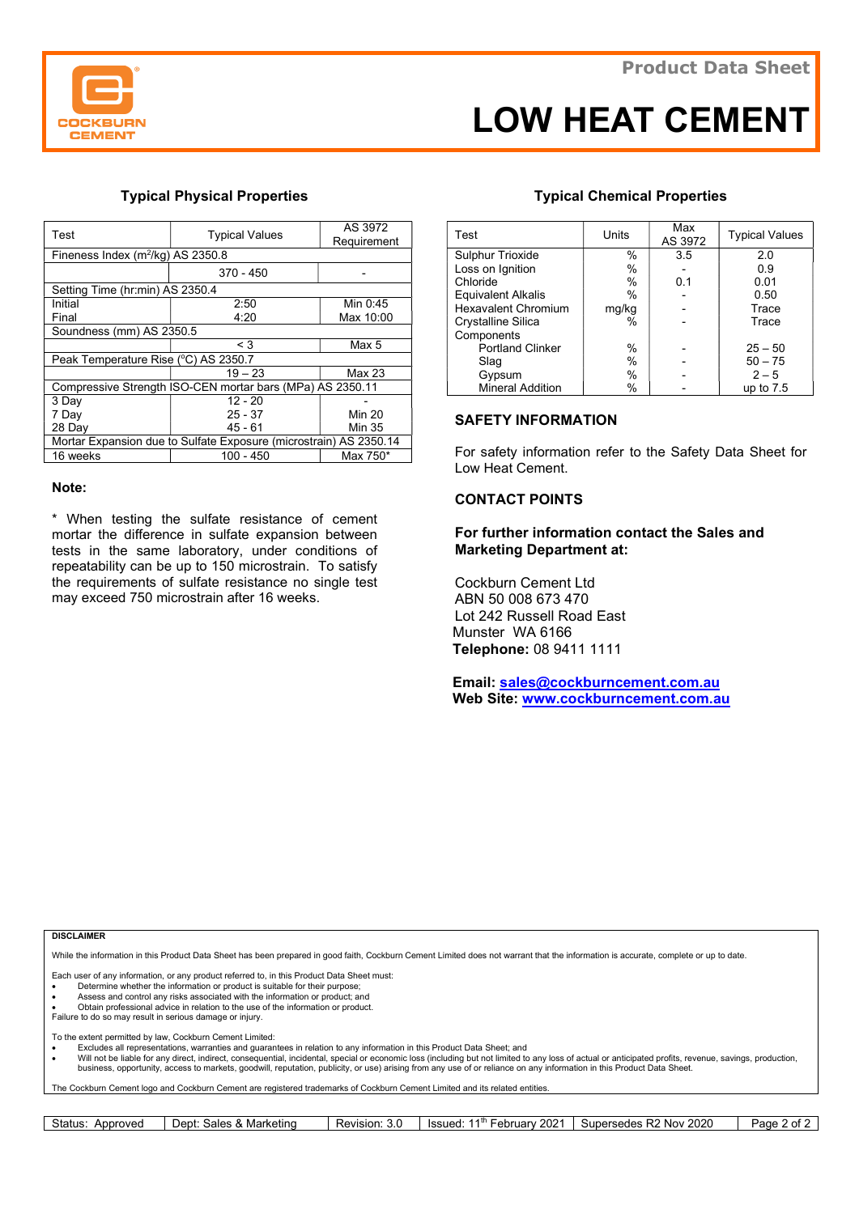Product Data Sheet

# LOW HEAT CEMENT

## Typical Physical Properties

| Test | Typical Values | AS 3972 Requirement |
|---|---|---|
| Fineness Index ($m^2$/kg) AS 2350.8 | | |
| | 370 - 450 | - |
| Setting Time (hr:min) AS 2350.4 | | |
| Initial | 2:50 | Min 0:45 |
| Final | 4:20 | Max 10:00 |
| Soundness (mm) AS 2350.5 | | |
| | < 3 | Max 5 |
| Peak Temperature Rise (°C) AS 2350.7 | | |
| | 19 – 23 | Max 23 |
| Compressive Strength ISO-CEN mortar bars (MPa) AS 2350.11 | | |
| 3 Day | 12 - 20 | - |
| 7 Day | 25 - 37 | Min 20 |
| 28 Day | 45 - 61 | Min 35 |
| Mortar Expansion due to Sulfate Exposure (microstrain) AS 2350.14 | | |
| 16 weeks | 100 - 450 | Max 750* |

### Note:

* When testing the sulfate resistance of cement mortar the difference in sulfate expansion between tests in the same laboratory, under conditions of repeatability can be up to 150 microstrain. To satisfy the requirements of sulfate resistance no single test may exceed 750 microstrain after 16 weeks.

## Typical Chemical Properties

| Test | Units | Max AS 3972 | Typical Values |
|---|---|---|---|
| Sulphur Trioxide | % | 3.5 | 2.0 |
| Loss on Ignition | % | - | 0.9 |
| Chloride | % | 0.1 | 0.01 |
| Equivalent Alkalis | % | - | 0.50 |
| Hexavalent Chromium | mg/kg | - | Trace |
| Crystalline Silica | % | - | Trace |
| Components | | | |
| Portland Clinker | % | - | 25 – 50 |
| Slag | % | - | 50 – 75 |
| Gypsum | % | - | 2 – 5 |
| Mineral Addition | % | - | up to 7.5 |

### SAFETY INFORMATION

For safety information refer to the Safety Data Sheet for Low Heat Cement.

### CONTACT POINTS

**For further information contact the Sales and Marketing Department at:**

Cockburn Cement Ltd
ABN 50 008 673 470
Lot 242 Russell Road East
Munster WA 6166
**Telephone:** 08 9411 1111

**Email:** sales@cockburncement.com.au
**Web Site:** www.cockburncement.com.au

**DISCLAIMER**

While the information in this Product Data Sheet has been prepared in good faith, Cockburn Cement Limited does not warrant that the information is accurate, complete or up to date.

Each user of any information, or any product referred to, in this Product Data Sheet must:

- Determine whether the information or product is suitable for their purpose;
- Assess and control any risks associated with the information or product; and
- Obtain professional advice in relation to the use of the information or product.

Failure to do so may result in serious damage or injury.

To the extent permitted by law, Cockburn Cement Limited:

- Excludes all representations, warranties and guarantees in relation to any information in this Product Data Sheet; and
- Will not be liable for any direct, indirect, consequential, incidental, special or economic loss (including but not limited to any loss of actual or anticipated profits, revenue, savings, production, business, opportunity, access to markets, goodwill, reputation, publicity, or use) arising from any use of or reliance on any information in this Product Data Sheet.

The Cockburn Cement logo and Cockburn Cement are registered trademarks of Cockburn Cement Limited and its related entities.

| Status: Approved | Dept: Sales & Marketing | Revision: 3.0 | Issued: 11th February 2021 | Supersedes R2 Nov 2020 |
|---|---|---|---|---|